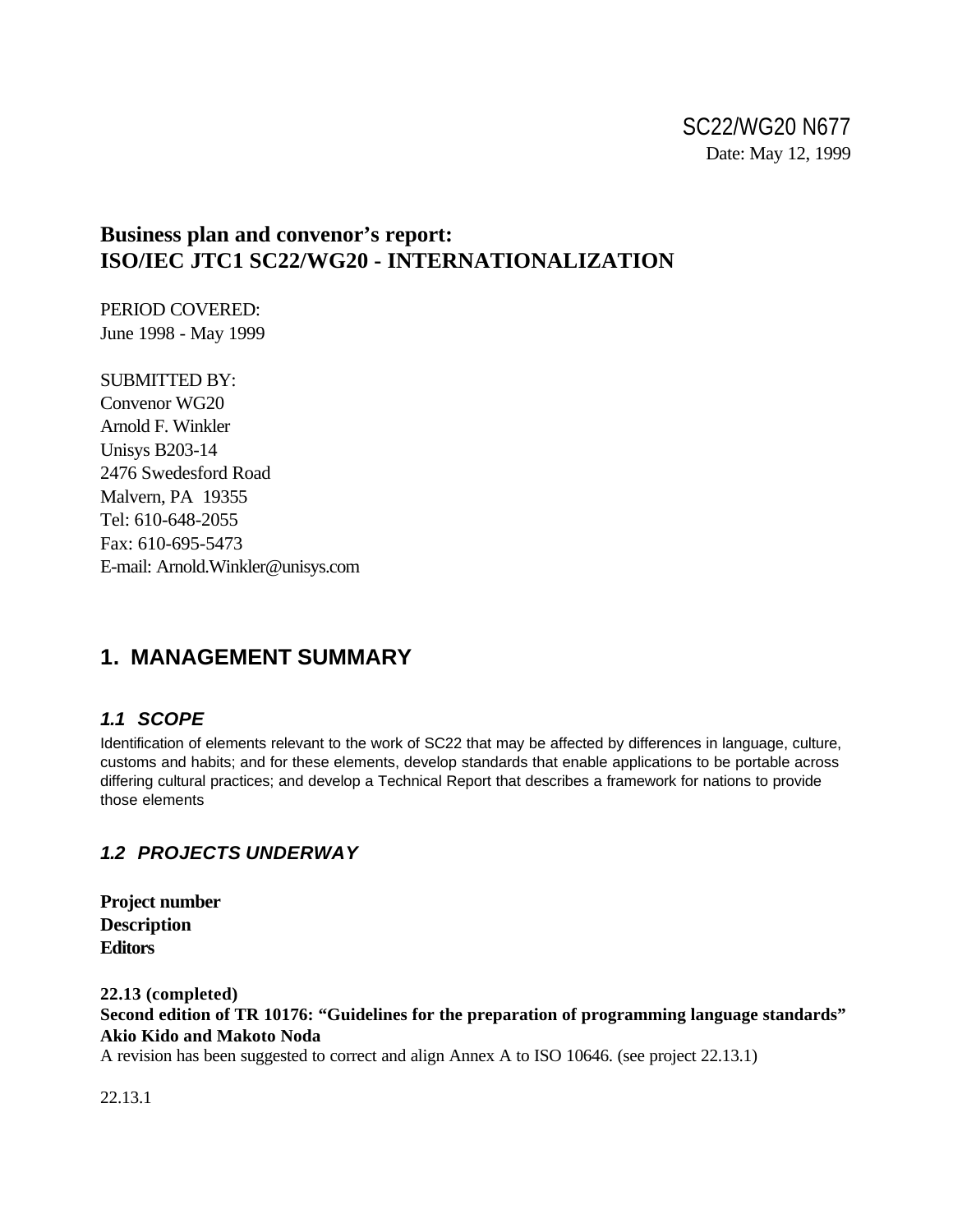SC22/WG20 N677

Date: May 12, 1999

# Business plan and convenor's report: ISO/IEC JTC1 SC22/WG20 - INTERNATIONALIZATION

PERIOD COVERED:
June 1998 - May 1999

SUBMITTED BY:
Convenor WG20
Arnold F. Winkler
Unisys B203-14
2476 Swedesford Road
Malvern, PA  19355
Tel: 610-648-2055
Fax: 610-695-5473
E-mail: Arnold.Winkler@unisys.com

## 1. MANAGEMENT SUMMARY

### *1.1 SCOPE*

Identification of elements relevant to the work of SC22 that may be affected by differences in language, culture, customs and habits; and for these elements, develop standards that enable applications to be portable across differing cultural practices; and develop a Technical Report that describes a framework for nations to provide those elements

### *1.2 PROJECTS UNDERWAY*

**Project number**
**Description**
**Editors**

**22.13 (completed)**
**Second edition of TR 10176: "Guidelines for the preparation of programming language standards"**
**Akio Kido and Makoto Noda**
A revision has been suggested to correct and align Annex A to ISO 10646. (see project 22.13.1)

22.13.1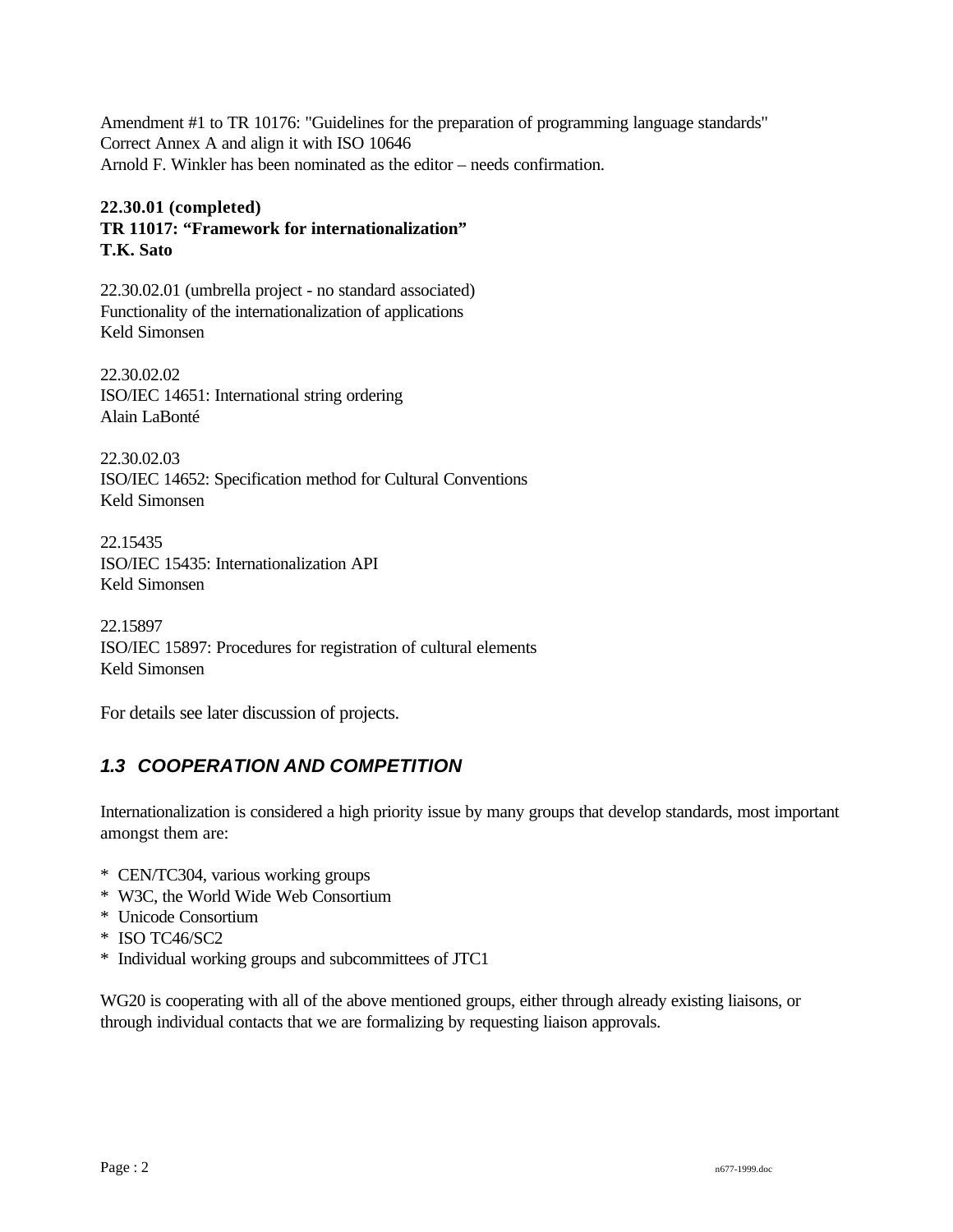Amendment #1 to TR 10176: "Guidelines for the preparation of programming language standards"
Correct Annex A and align it with ISO 10646
Arnold F. Winkler has been nominated as the editor – needs confirmation.

**22.30.01 (completed)**
**TR 11017: "Framework for internationalization"**
**T.K. Sato**

22.30.02.01 (umbrella project - no standard associated)
Functionality of the internationalization of applications
Keld Simonsen

22.30.02.02
ISO/IEC 14651: International string ordering
Alain LaBonté

22.30.02.03
ISO/IEC 14652: Specification method for Cultural Conventions
Keld Simonsen

22.15435
ISO/IEC 15435: Internationalization API
Keld Simonsen

22.15897
ISO/IEC 15897: Procedures for registration of cultural elements
Keld Simonsen

For details see later discussion of projects.

### *1.3 COOPERATION AND COMPETITION*

Internationalization is considered a high priority issue by many groups that develop standards, most important amongst them are:

* CEN/TC304, various working groups
* W3C, the World Wide Web Consortium
* Unicode Consortium
* ISO TC46/SC2
* Individual working groups and subcommittees of JTC1

WG20 is cooperating with all of the above mentioned groups, either through already existing liaisons, or through individual contacts that we are formalizing by requesting liaison approvals.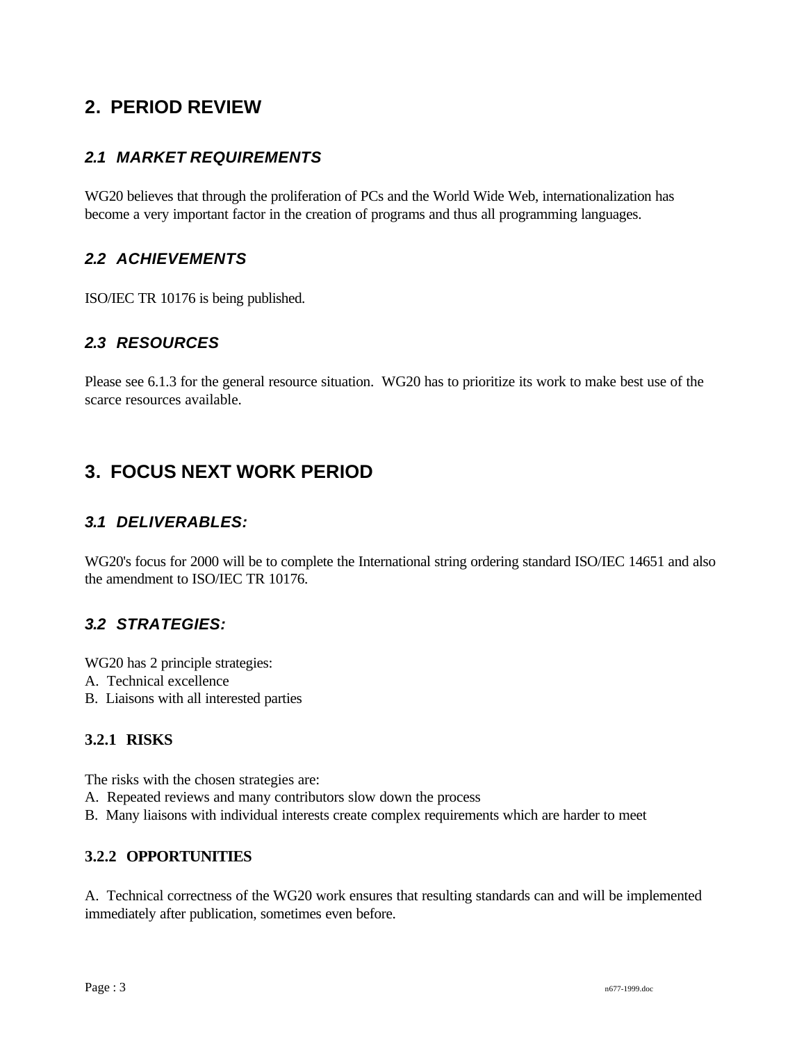# 2. PERIOD REVIEW

## *2.1 MARKET REQUIREMENTS*

WG20 believes that through the proliferation of PCs and the World Wide Web, internationalization has become a very important factor in the creation of programs and thus all programming languages.

## *2.2 ACHIEVEMENTS*

ISO/IEC TR 10176 is being published.

## *2.3 RESOURCES*

Please see 6.1.3 for the general resource situation. WG20 has to prioritize its work to make best use of the scarce resources available.

# 3. FOCUS NEXT WORK PERIOD

## *3.1 DELIVERABLES:*

WG20's focus for 2000 will be to complete the International string ordering standard ISO/IEC 14651 and also the amendment to ISO/IEC TR 10176.

## *3.2 STRATEGIES:*

WG20 has 2 principle strategies:
A. Technical excellence
B. Liaisons with all interested parties

### 3.2.1 RISKS

The risks with the chosen strategies are:
A. Repeated reviews and many contributors slow down the process
B. Many liaisons with individual interests create complex requirements which are harder to meet

### 3.2.2 OPPORTUNITIES

A. Technical correctness of the WG20 work ensures that resulting standards can and will be implemented immediately after publication, sometimes even before.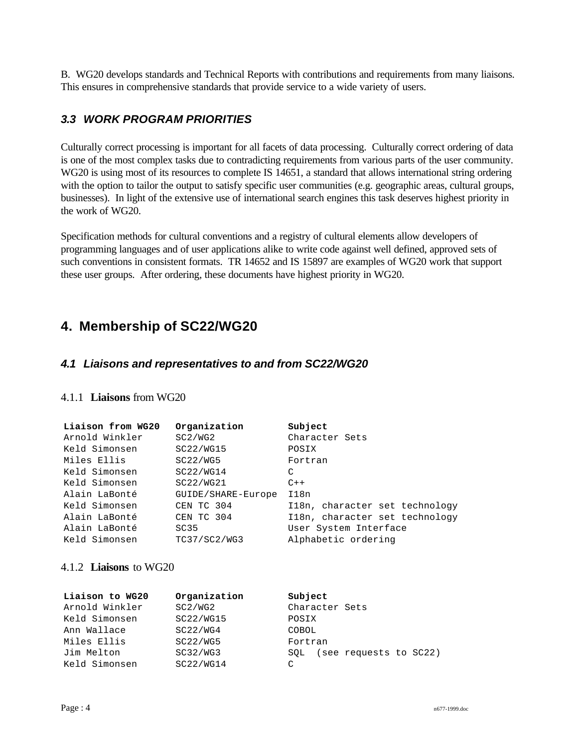B.  WG20 develops standards and Technical Reports with contributions and requirements from many liaisons. This ensures in comprehensive standards that provide service to a wide variety of users.

### *3.3 WORK PROGRAM PRIORITIES*

Culturally correct processing is important for all facets of data processing.  Culturally correct ordering of data is one of the most complex tasks due to contradicting requirements from various parts of the user community. WG20 is using most of its resources to complete IS 14651, a standard that allows international string ordering with the option to tailor the output to satisfy specific user communities (e.g. geographic areas, cultural groups, businesses).  In light of the extensive use of international search engines this task deserves highest priority in the work of WG20.

Specification methods for cultural conventions and a registry of cultural elements allow developers of programming languages and of user applications alike to write code against well defined, approved sets of such conventions in consistent formats.  TR 14652 and IS 15897 are examples of WG20 work that support these user groups.  After ordering, these documents have highest priority in WG20.

## 4. Membership of SC22/WG20

### *4.1 Liaisons and representatives to and from SC22/WG20*

#### 4.1.1 **Liaisons** from WG20

| Liaison from WG20 | Organization | Subject |
|---|---|---|
| Arnold Winkler | SC2/WG2 | Character Sets |
| Keld Simonsen | SC22/WG15 | POSIX |
| Miles Ellis | SC22/WG5 | Fortran |
| Keld Simonsen | SC22/WG14 | C |
| Keld Simonsen | SC22/WG21 | C++ |
| Alain LaBonté | GUIDE/SHARE-Europe | I18n |
| Keld Simonsen | CEN TC 304 | I18n, character set technology |
| Alain LaBonté | CEN TC 304 | I18n, character set technology |
| Alain LaBonté | SC35 | User System Interface |
| Keld Simonsen | TC37/SC2/WG3 | Alphabetic ordering |

#### 4.1.2 **Liaisons** to WG20

| Liaison to WG20 | Organization | Subject |
|---|---|---|
| Arnold Winkler | SC2/WG2 | Character Sets |
| Keld Simonsen | SC22/WG15 | POSIX |
| Ann Wallace | SC22/WG4 | COBOL |
| Miles Ellis | SC22/WG5 | Fortran |
| Jim Melton | SC32/WG3 | SQL  (see requests to SC22) |
| Keld Simonsen | SC22/WG14 | C |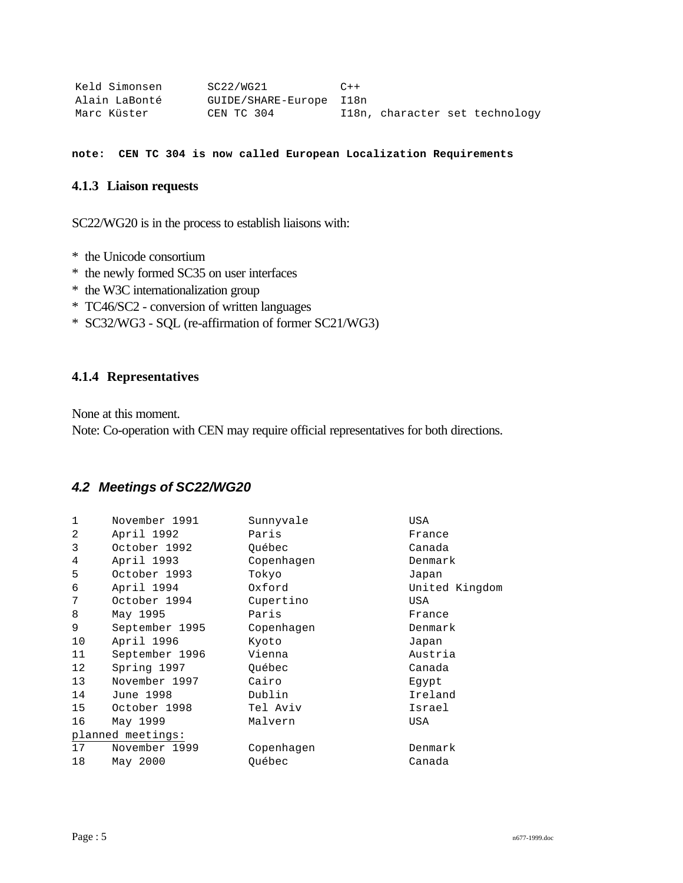| | | |
|---|---|---|
| Keld Simonsen | SC22/WG21 | C++ |
| Alain LaBonté | GUIDE/SHARE-Europe | I18n |
| Marc Küster | CEN TC 304 | I18n, character set technology |

**note: CEN TC 304 is now called European Localization Requirements**

### 4.1.3 Liaison requests

SC22/WG20 is in the process to establish liaisons with:

* the Unicode consortium
* the newly formed SC35 on user interfaces
* the W3C internationalization group
* TC46/SC2 - conversion of written languages
* SC32/WG3 - SQL (re-affirmation of former SC21/WG3)

### 4.1.4 Representatives

None at this moment.
Note: Co-operation with CEN may require official representatives for both directions.

## *4.2 Meetings of SC22/WG20*

| | | | |
|---|---|---|---|
| 1 | November 1991 | Sunnyvale | USA |
| 2 | April 1992 | Paris | France |
| 3 | October 1992 | Québec | Canada |
| 4 | April 1993 | Copenhagen | Denmark |
| 5 | October 1993 | Tokyo | Japan |
| 6 | April 1994 | Oxford | United Kingdom |
| 7 | October 1994 | Cupertino | USA |
| 8 | May 1995 | Paris | France |
| 9 | September 1995 | Copenhagen | Denmark |
| 10 | April 1996 | Kyoto | Japan |
| 11 | September 1996 | Vienna | Austria |
| 12 | Spring 1997 | Québec | Canada |
| 13 | November 1997 | Cairo | Egypt |
| 14 | June 1998 | Dublin | Ireland |
| 15 | October 1998 | Tel Aviv | Israel |
| 16 | May 1999 | Malvern | USA |
| planned meetings: | | | |
| 17 | November 1999 | Copenhagen | Denmark |
| 18 | May 2000 | Québec | Canada |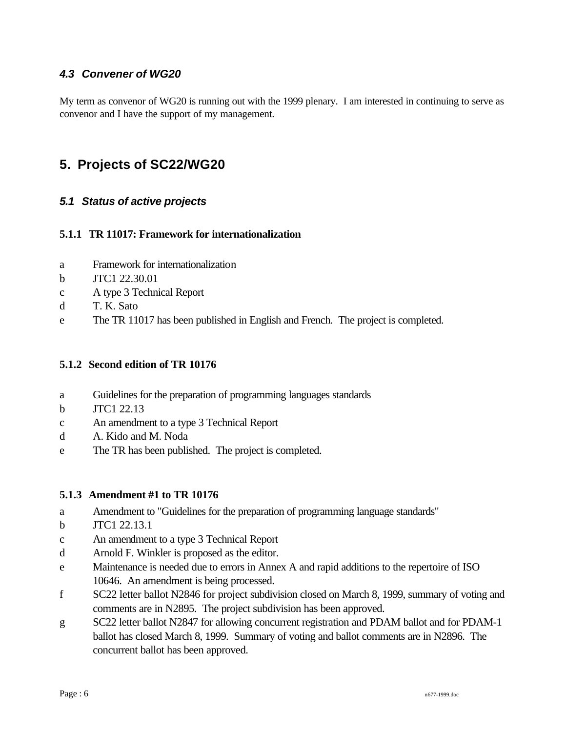### *4.3 Convener of WG20*

My term as convenor of WG20 is running out with the 1999 plenary. I am interested in continuing to serve as convenor and I have the support of my management.

## 5. Projects of SC22/WG20

### *5.1 Status of active projects*

#### 5.1.1 TR 11017: Framework for internationalization

a Framework for internationalization
b JTC1 22.30.01
c A type 3 Technical Report
d T. K. Sato
e The TR 11017 has been published in English and French. The project is completed.

#### 5.1.2 Second edition of TR 10176

a Guidelines for the preparation of programming languages standards
b JTC1 22.13
c An amendment to a type 3 Technical Report
d A. Kido and M. Noda
e The TR has been published. The project is completed.

#### 5.1.3 Amendment #1 to TR 10176

a Amendment to "Guidelines for the preparation of programming language standards"
b JTC1 22.13.1
c An amendment to a type 3 Technical Report
d Arnold F. Winkler is proposed as the editor.
e Maintenance is needed due to errors in Annex A and rapid additions to the repertoire of ISO 10646. An amendment is being processed.
f SC22 letter ballot N2846 for project subdivision closed on March 8, 1999, summary of voting and comments are in N2895. The project subdivision has been approved.
g SC22 letter ballot N2847 for allowing concurrent registration and PDAM ballot and for PDAM-1 ballot has closed March 8, 1999. Summary of voting and ballot comments are in N2896. The concurrent ballot has been approved.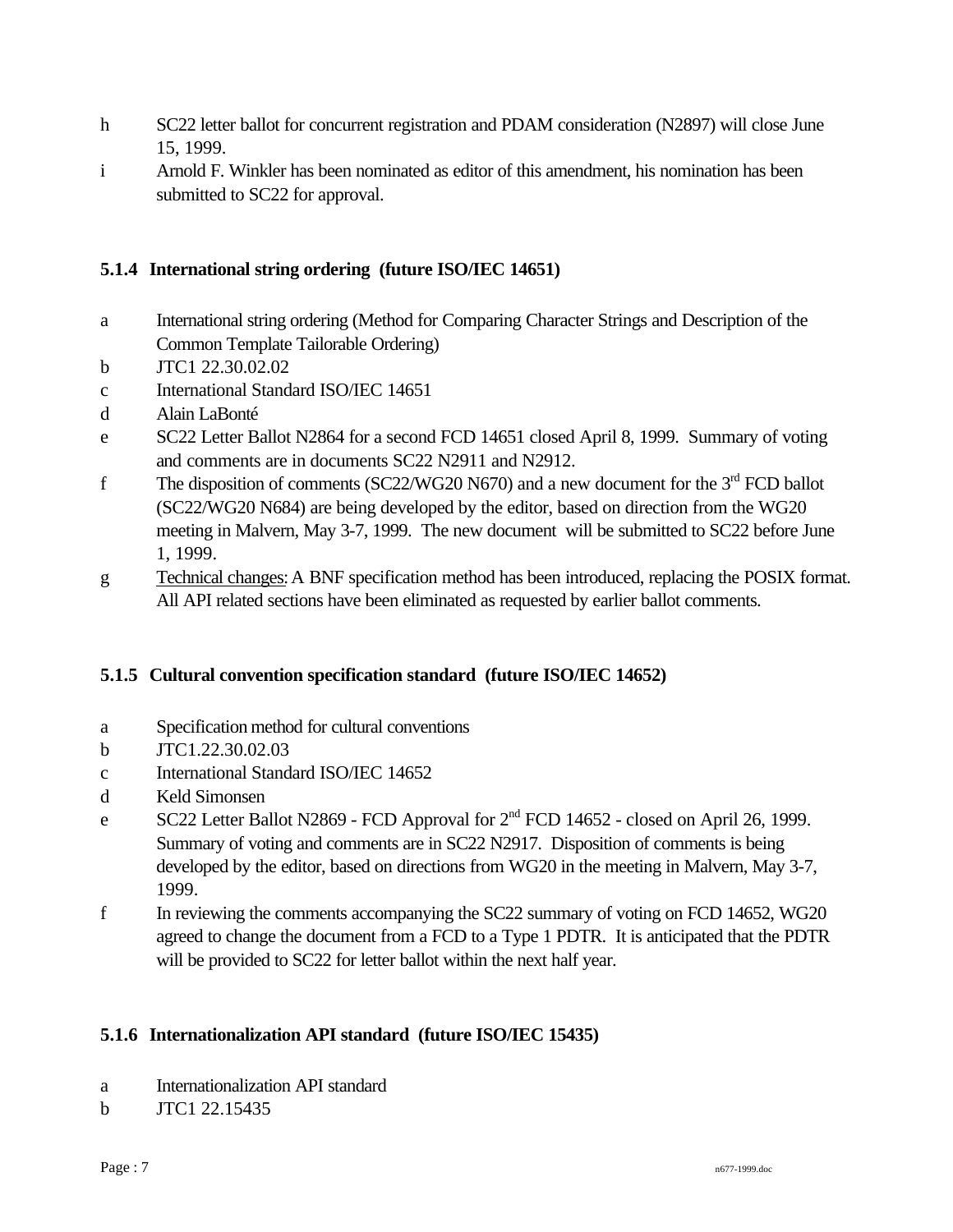h SC22 letter ballot for concurrent registration and PDAM consideration (N2897) will close June 15, 1999.

i Arnold F. Winkler has been nominated as editor of this amendment, his nomination has been submitted to SC22 for approval.

### 5.1.4 International string ordering (future ISO/IEC 14651)

a International string ordering (Method for Comparing Character Strings and Description of the Common Template Tailorable Ordering)

b JTC1 22.30.02.02

c International Standard ISO/IEC 14651

d Alain LaBonté

e SC22 Letter Ballot N2864 for a second FCD 14651 closed April 8, 1999. Summary of voting and comments are in documents SC22 N2911 and N2912.

f The disposition of comments (SC22/WG20 N670) and a new document for the 3rd FCD ballot (SC22/WG20 N684) are being developed by the editor, based on direction from the WG20 meeting in Malvern, May 3-7, 1999. The new document will be submitted to SC22 before June 1, 1999.

g Technical changes: A BNF specification method has been introduced, replacing the POSIX format. All API related sections have been eliminated as requested by earlier ballot comments.

### 5.1.5 Cultural convention specification standard (future ISO/IEC 14652)

a Specification method for cultural conventions

b JTC1.22.30.02.03

c International Standard ISO/IEC 14652

d Keld Simonsen

e SC22 Letter Ballot N2869 - FCD Approval for 2nd FCD 14652 - closed on April 26, 1999. Summary of voting and comments are in SC22 N2917. Disposition of comments is being developed by the editor, based on directions from WG20 in the meeting in Malvern, May 3-7, 1999.

f In reviewing the comments accompanying the SC22 summary of voting on FCD 14652, WG20 agreed to change the document from a FCD to a Type 1 PDTR. It is anticipated that the PDTR will be provided to SC22 for letter ballot within the next half year.

### 5.1.6 Internationalization API standard (future ISO/IEC 15435)

a Internationalization API standard

b JTC1 22.15435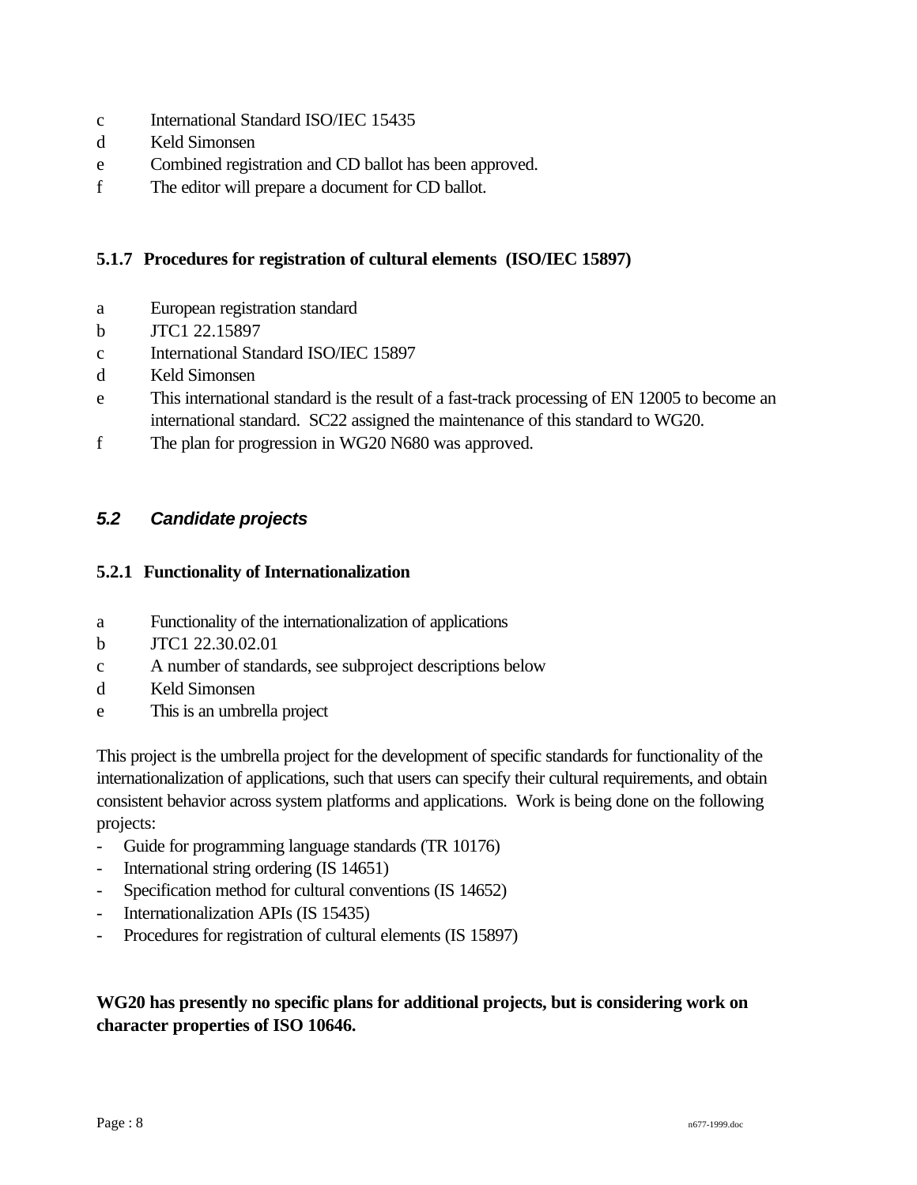c	International Standard ISO/IEC 15435
d	Keld Simonsen
e	Combined registration and CD ballot has been approved.
f	The editor will prepare a document for CD ballot.

#### 5.1.7 Procedures for registration of cultural elements (ISO/IEC 15897)

a	European registration standard
b	JTC1 22.15897
c	International Standard ISO/IEC 15897
d	Keld Simonsen
e	This international standard is the result of a fast-track processing of EN 12005 to become an international standard. SC22 assigned the maintenance of this standard to WG20.
f	The plan for progression in WG20 N680 was approved.

### *5.2 Candidate projects*

#### 5.2.1 Functionality of Internationalization

a	Functionality of the internationalization of applications
b	JTC1 22.30.02.01
c	A number of standards, see subproject descriptions below
d	Keld Simonsen
e	This is an umbrella project

This project is the umbrella project for the development of specific standards for functionality of the internationalization of applications, such that users can specify their cultural requirements, and obtain consistent behavior across system platforms and applications. Work is being done on the following projects:

- Guide for programming language standards (TR 10176)
- International string ordering (IS 14651)
- Specification method for cultural conventions (IS 14652)
- Internationalization APIs (IS 15435)
- Procedures for registration of cultural elements (IS 15897)

**WG20 has presently no specific plans for additional projects, but is considering work on character properties of ISO 10646.**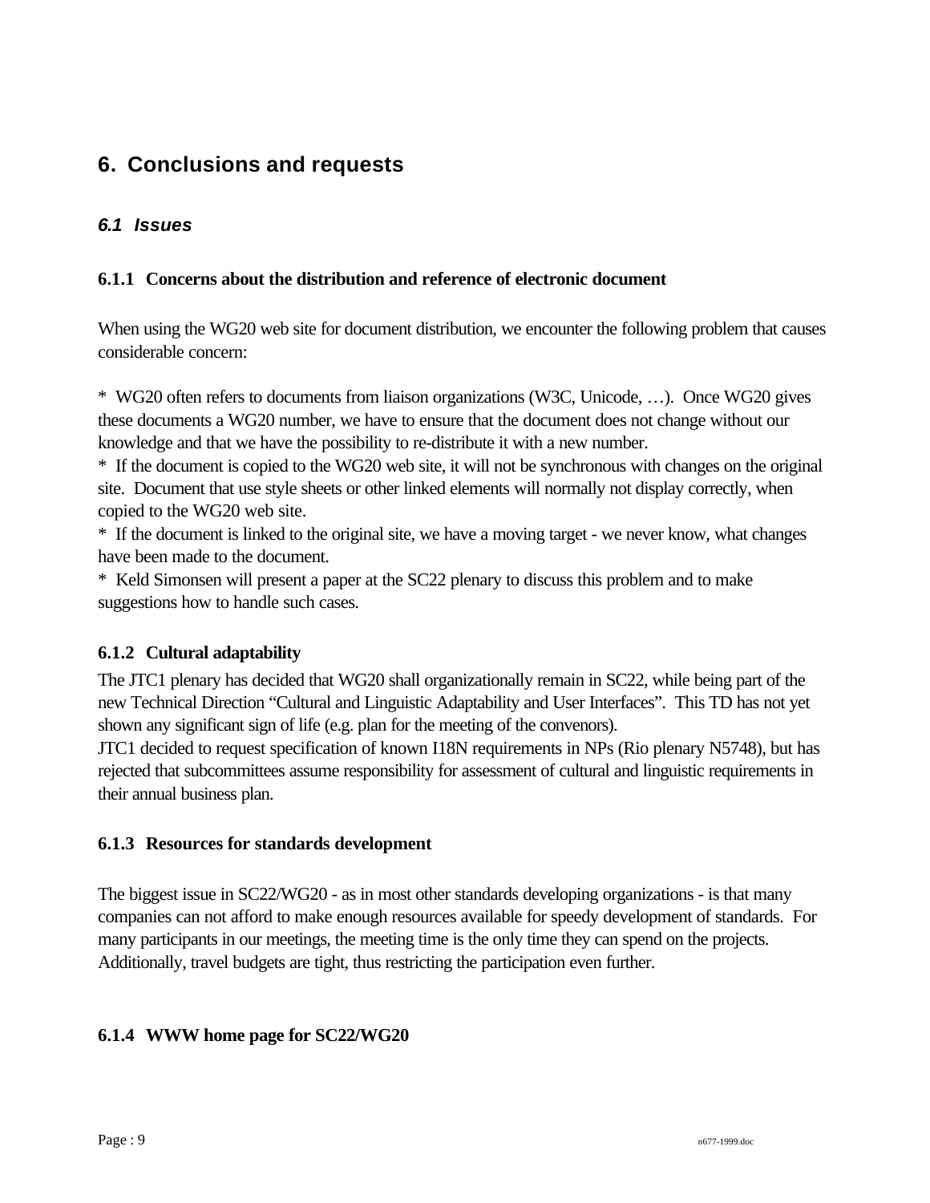# 6. Conclusions and requests

## *6.1 Issues*

### 6.1.1 Concerns about the distribution and reference of electronic document

When using the WG20 web site for document distribution, we encounter the following problem that causes considerable concern:

* WG20 often refers to documents from liaison organizations (W3C, Unicode, …). Once WG20 gives these documents a WG20 number, we have to ensure that the document does not change without our knowledge and that we have the possibility to re-distribute it with a new number.
* If the document is copied to the WG20 web site, it will not be synchronous with changes on the original site. Document that use style sheets or other linked elements will normally not display correctly, when copied to the WG20 web site.
* If the document is linked to the original site, we have a moving target - we never know, what changes have been made to the document.
* Keld Simonsen will present a paper at the SC22 plenary to discuss this problem and to make suggestions how to handle such cases.

### 6.1.2 Cultural adaptability

The JTC1 plenary has decided that WG20 shall organizationally remain in SC22, while being part of the new Technical Direction "Cultural and Linguistic Adaptability and User Interfaces". This TD has not yet shown any significant sign of life (e.g. plan for the meeting of the convenors).
JTC1 decided to request specification of known I18N requirements in NPs (Rio plenary N5748), but has rejected that subcommittees assume responsibility for assessment of cultural and linguistic requirements in their annual business plan.

### 6.1.3 Resources for standards development

The biggest issue in SC22/WG20 - as in most other standards developing organizations - is that many companies can not afford to make enough resources available for speedy development of standards. For many participants in our meetings, the meeting time is the only time they can spend on the projects. Additionally, travel budgets are tight, thus restricting the participation even further.

### 6.1.4 WWW home page for SC22/WG20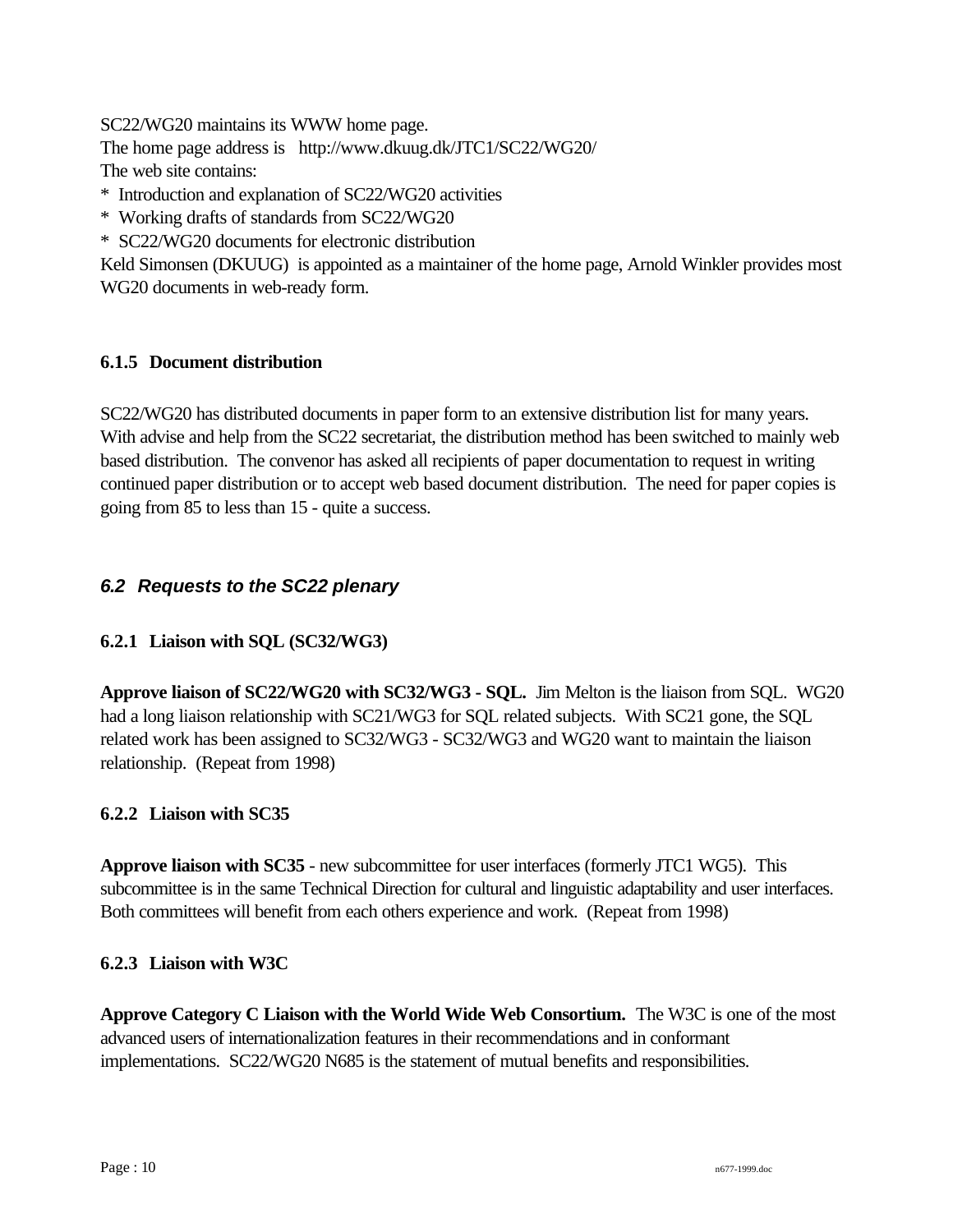SC22/WG20 maintains its WWW home page.
The home page address is   http://www.dkuug.dk/JTC1/SC22/WG20/
The web site contains:

* Introduction and explanation of SC22/WG20 activities
* Working drafts of standards from SC22/WG20
* SC22/WG20 documents for electronic distribution

Keld Simonsen (DKUUG)  is appointed as a maintainer of the home page, Arnold Winkler provides most WG20 documents in web-ready form.

#### 6.1.5 Document distribution

SC22/WG20 has distributed documents in paper form to an extensive distribution list for many years. With advise and help from the SC22 secretariat, the distribution method has been switched to mainly web based distribution.  The convenor has asked all recipients of paper documentation to request in writing continued paper distribution or to accept web based document distribution.  The need for paper copies is going from 85 to less than 15 - quite a success.

### *6.2 Requests to the SC22 plenary*

#### 6.2.1 Liaison with SQL (SC32/WG3)

**Approve liaison of SC22/WG20 with SC32/WG3 - SQL.**  Jim Melton is the liaison from SQL.  WG20 had a long liaison relationship with SC21/WG3 for SQL related subjects.  With SC21 gone, the SQL related work has been assigned to SC32/WG3 - SC32/WG3 and WG20 want to maintain the liaison relationship.  (Repeat from 1998)

#### 6.2.2 Liaison with SC35

**Approve liaison with SC35** - new subcommittee for user interfaces (formerly JTC1 WG5).  This subcommittee is in the same Technical Direction for cultural and linguistic adaptability and user interfaces. Both committees will benefit from each others experience and work.  (Repeat from 1998)

#### 6.2.3 Liaison with W3C

**Approve Category C Liaison with the World Wide Web Consortium.**  The W3C is one of the most advanced users of internationalization features in their recommendations and in conformant implementations.  SC22/WG20 N685 is the statement of mutual benefits and responsibilities.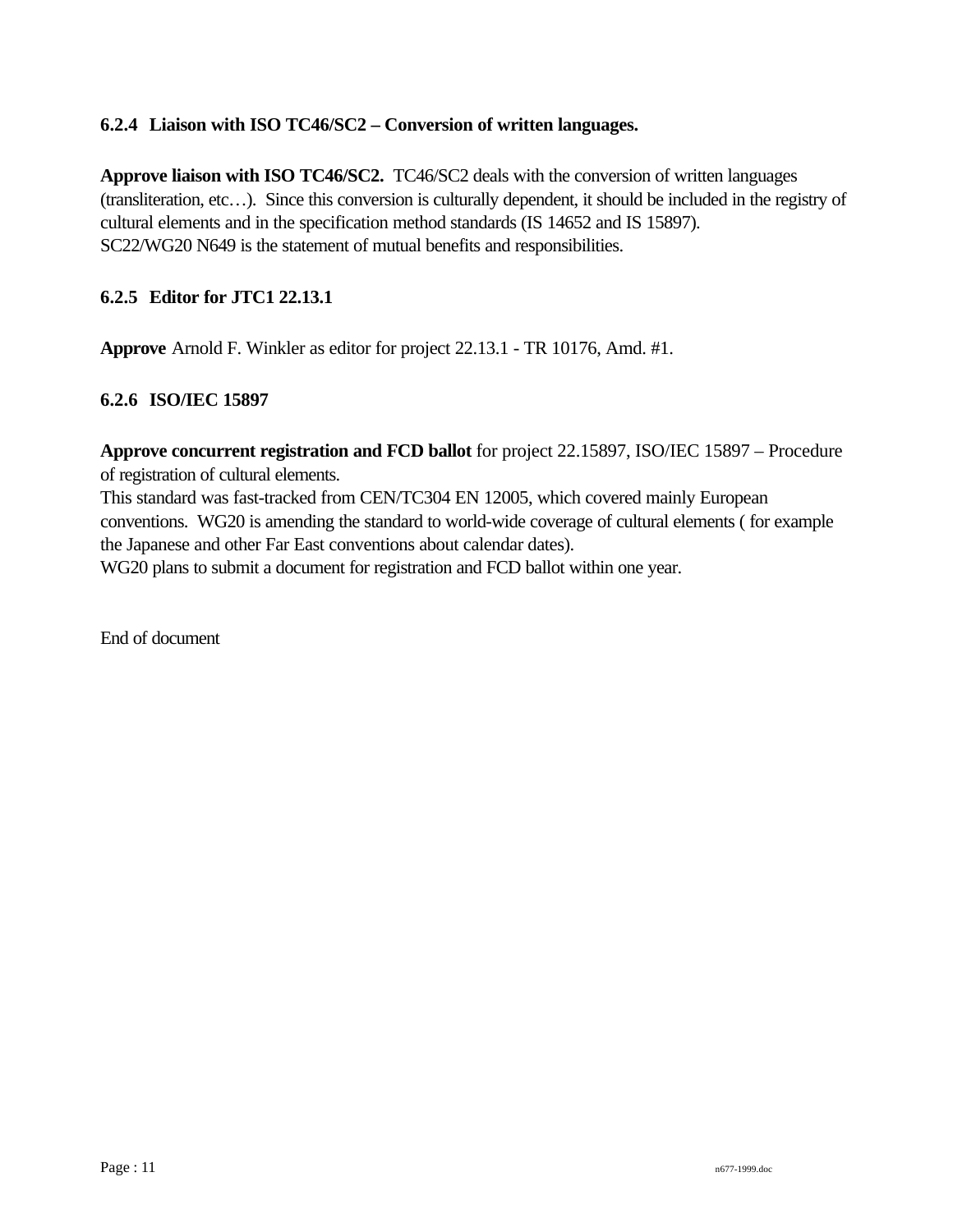### 6.2.4 Liaison with ISO TC46/SC2 – Conversion of written languages.

**Approve liaison with ISO TC46/SC2.** TC46/SC2 deals with the conversion of written languages (transliteration, etc…). Since this conversion is culturally dependent, it should be included in the registry of cultural elements and in the specification method standards (IS 14652 and IS 15897).
SC22/WG20 N649 is the statement of mutual benefits and responsibilities.

### 6.2.5 Editor for JTC1 22.13.1

**Approve** Arnold F. Winkler as editor for project 22.13.1 - TR 10176, Amd. #1.

### 6.2.6 ISO/IEC 15897

**Approve concurrent registration and FCD ballot** for project 22.15897, ISO/IEC 15897 – Procedure of registration of cultural elements.
This standard was fast-tracked from CEN/TC304 EN 12005, which covered mainly European conventions. WG20 is amending the standard to world-wide coverage of cultural elements ( for example the Japanese and other Far East conventions about calendar dates).
WG20 plans to submit a document for registration and FCD ballot within one year.

End of document